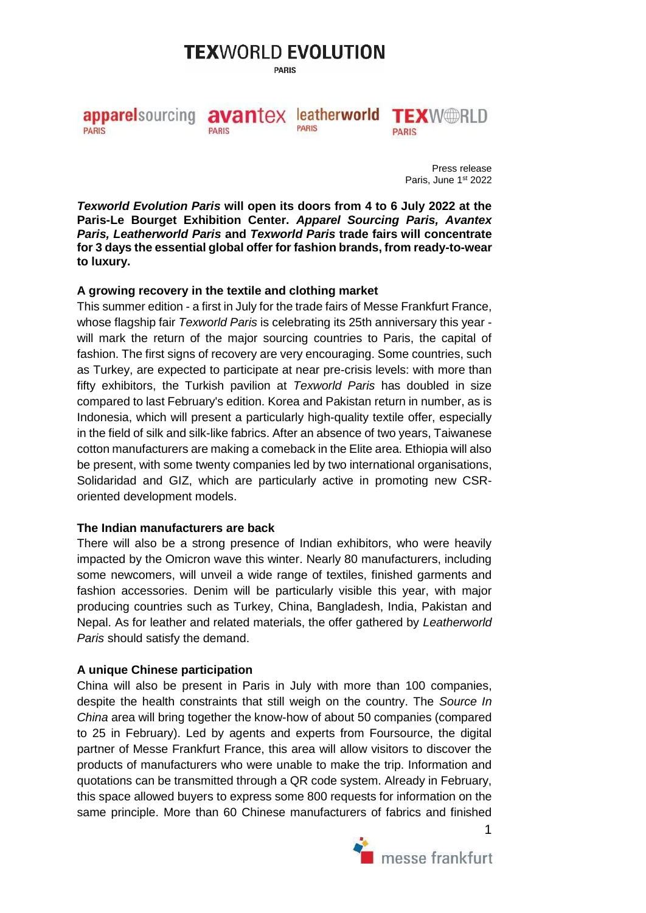# TEXWORLD EVOLUTION

PARIS

apparelsourcing PARIS | avantex PARIS | leatherworld PARIS | TEXWORLD PARIS

Press release
Paris, June 1st 2022

***Texworld Evolution Paris* will open its doors from 4 to 6 July 2022 at the Paris-Le Bourget Exhibition Center. *Apparel Sourcing Paris, Avantex Paris, Leatherworld Paris* and *Texworld Paris* trade fairs will concentrate for 3 days the essential global offer for fashion brands, from ready-to-wear to luxury.**

**A growing recovery in the textile and clothing market**

This summer edition - a first in July for the trade fairs of Messe Frankfurt France, whose flagship fair *Texworld Paris* is celebrating its 25th anniversary this year - will mark the return of the major sourcing countries to Paris, the capital of fashion. The first signs of recovery are very encouraging. Some countries, such as Turkey, are expected to participate at near pre-crisis levels: with more than fifty exhibitors, the Turkish pavilion at *Texworld Paris* has doubled in size compared to last February's edition. Korea and Pakistan return in number, as is Indonesia, which will present a particularly high-quality textile offer, especially in the field of silk and silk-like fabrics. After an absence of two years, Taiwanese cotton manufacturers are making a comeback in the Elite area. Ethiopia will also be present, with some twenty companies led by two international organisations, Solidaridad and GIZ, which are particularly active in promoting new CSR-oriented development models.

**The Indian manufacturers are back**

There will also be a strong presence of Indian exhibitors, who were heavily impacted by the Omicron wave this winter. Nearly 80 manufacturers, including some newcomers, will unveil a wide range of textiles, finished garments and fashion accessories. Denim will be particularly visible this year, with major producing countries such as Turkey, China, Bangladesh, India, Pakistan and Nepal. As for leather and related materials, the offer gathered by *Leatherworld Paris* should satisfy the demand.

**A unique Chinese participation**

China will also be present in Paris in July with more than 100 companies, despite the health constraints that still weigh on the country. The *Source In China* area will bring together the know-how of about 50 companies (compared to 25 in February). Led by agents and experts from Foursource, the digital partner of Messe Frankfurt France, this area will allow visitors to discover the products of manufacturers who were unable to make the trip. Information and quotations can be transmitted through a QR code system. Already in February, this space allowed buyers to express some 800 requests for information on the same principle. More than 60 Chinese manufacturers of fabrics and finished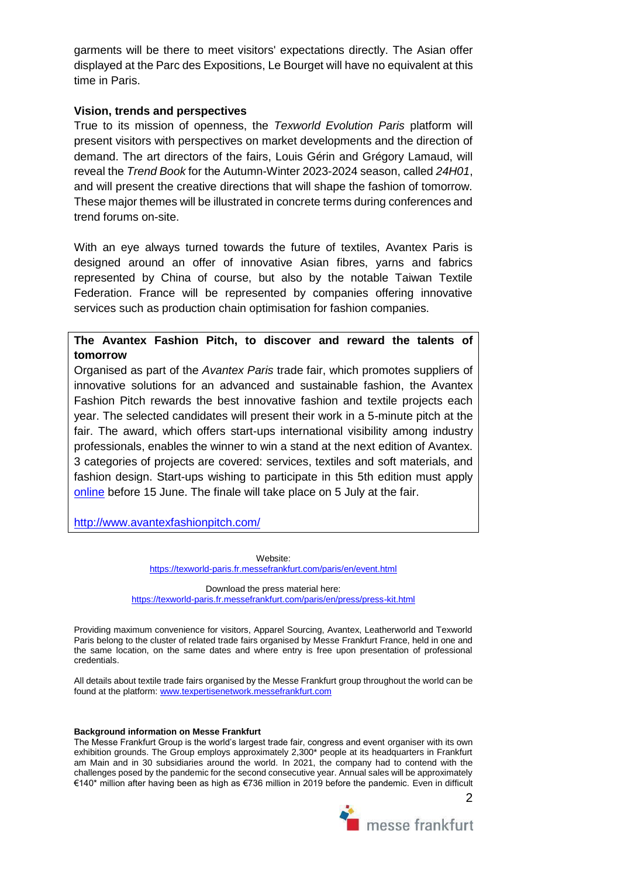garments will be there to meet visitors' expectations directly. The Asian offer displayed at the Parc des Expositions, Le Bourget will have no equivalent at this time in Paris.

**Vision, trends and perspectives**

True to its mission of openness, the *Texworld Evolution Paris* platform will present visitors with perspectives on market developments and the direction of demand. The art directors of the fairs, Louis Gérin and Grégory Lamaud, will reveal the *Trend Book* for the Autumn-Winter 2023-2024 season, called *24H01*, and will present the creative directions that will shape the fashion of tomorrow. These major themes will be illustrated in concrete terms during conferences and trend forums on-site.

With an eye always turned towards the future of textiles, Avantex Paris is designed around an offer of innovative Asian fibres, yarns and fabrics represented by China of course, but also by the notable Taiwan Textile Federation. France will be represented by companies offering innovative services such as production chain optimisation for fashion companies.

**The Avantex Fashion Pitch, to discover and reward the talents of tomorrow**

Organised as part of the *Avantex Paris* trade fair, which promotes suppliers of innovative solutions for an advanced and sustainable fashion, the Avantex Fashion Pitch rewards the best innovative fashion and textile projects each year. The selected candidates will present their work in a 5-minute pitch at the fair. The award, which offers start-ups international visibility among industry professionals, enables the winner to win a stand at the next edition of Avantex. 3 categories of projects are covered: services, textiles and soft materials, and fashion design. Start-ups wishing to participate in this 5th edition must apply online before 15 June. The finale will take place on 5 July at the fair.

http://www.avantexfashionpitch.com/

Website:
https://texworld-paris.fr.messefrankfurt.com/paris/en/event.html

Download the press material here:
https://texworld-paris.fr.messefrankfurt.com/paris/en/press/press-kit.html

Providing maximum convenience for visitors, Apparel Sourcing, Avantex, Leatherworld and Texworld Paris belong to the cluster of related trade fairs organised by Messe Frankfurt France, held in one and the same location, on the same dates and where entry is free upon presentation of professional credentials.

All details about textile trade fairs organised by the Messe Frankfurt group throughout the world can be found at the platform: www.texpertisenetwork.messefrankfurt.com

**Background information on Messe Frankfurt**

The Messe Frankfurt Group is the world's largest trade fair, congress and event organiser with its own exhibition grounds. The Group employs approximately 2,300* people at its headquarters in Frankfurt am Main and in 30 subsidiaries around the world. In 2021, the company had to contend with the challenges posed by the pandemic for the second consecutive year. Annual sales will be approximately €140* million after having been as high as €736 million in 2019 before the pandemic. Even in difficult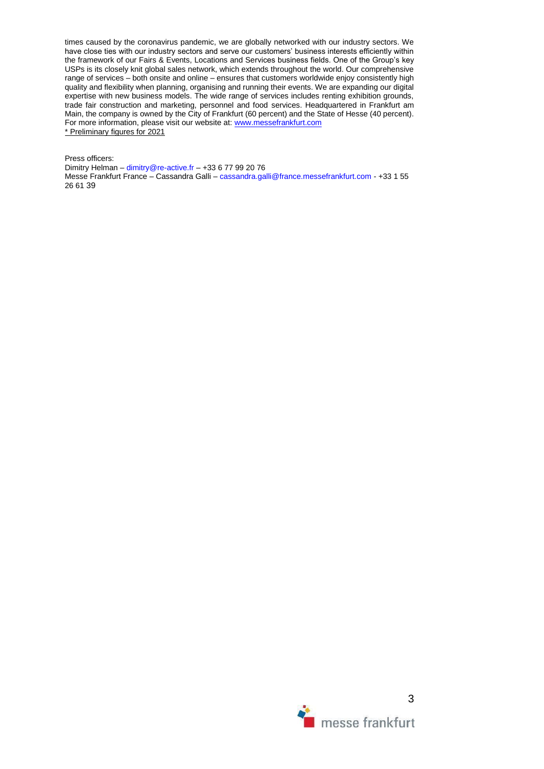times caused by the coronavirus pandemic, we are globally networked with our industry sectors. We have close ties with our industry sectors and serve our customers' business interests efficiently within the framework of our Fairs & Events, Locations and Services business fields. One of the Group's key USPs is its closely knit global sales network, which extends throughout the world. Our comprehensive range of services – both onsite and online – ensures that customers worldwide enjoy consistently high quality and flexibility when planning, organising and running their events. We are expanding our digital expertise with new business models. The wide range of services includes renting exhibition grounds, trade fair construction and marketing, personnel and food services. Headquartered in Frankfurt am Main, the company is owned by the City of Frankfurt (60 percent) and the State of Hesse (40 percent). For more information, please visit our website at: www.messefrankfurt.com
* Preliminary figures for 2021

Press officers:
Dimitry Helman – dimitry@re-active.fr – +33 6 77 99 20 76
Messe Frankfurt France – Cassandra Galli – cassandra.galli@france.messefrankfurt.com - +33 1 55 26 61 39